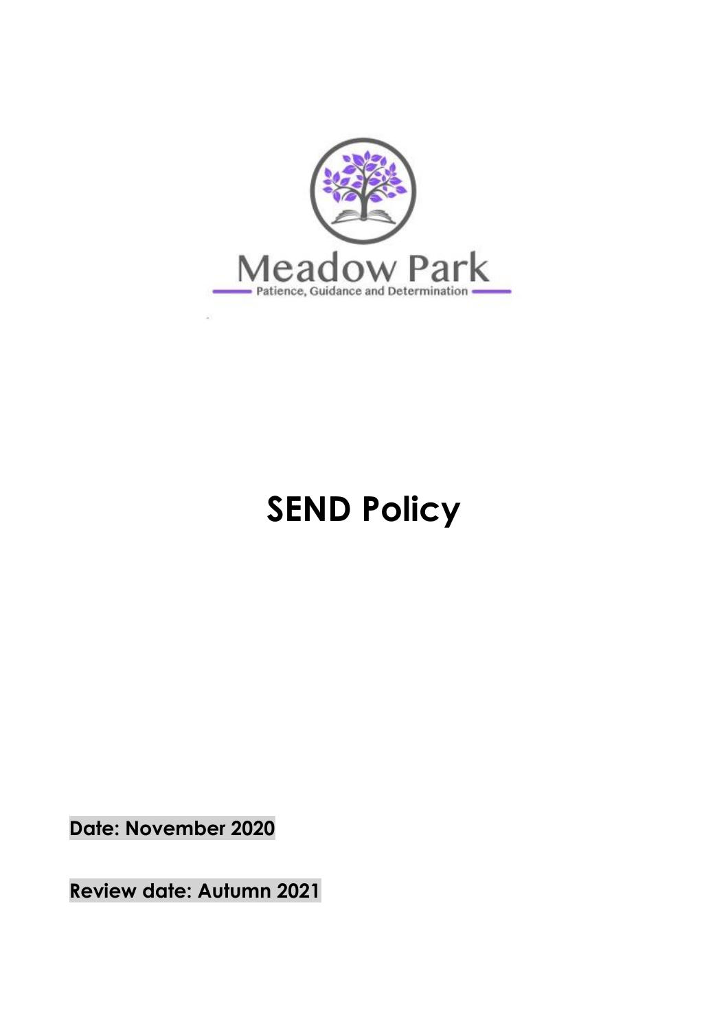Meadow Park

Patience, Guidance and Determination

# SEND Policy

**Date: November 2020**

**Review date: Autumn 2021**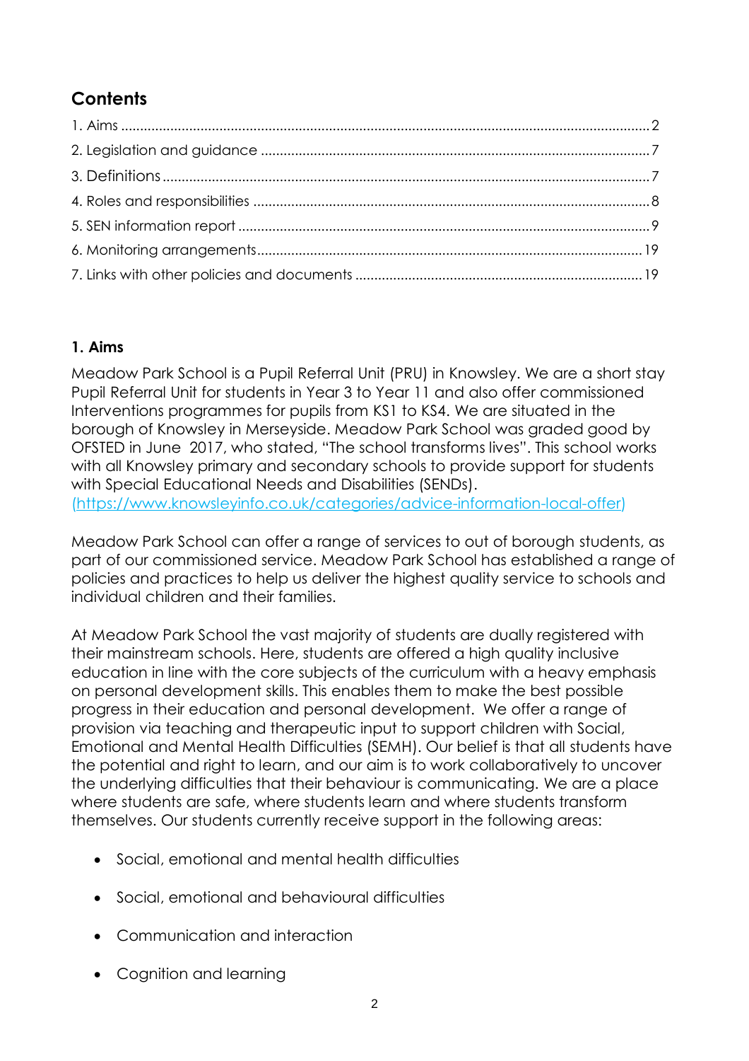## Contents

1. Aims ........................................................................................................................................ 2
2. Legislation and guidance ................................................................................................... 7
3. Definitions ............................................................................................................................ 7
4. Roles and responsibilities .................................................................................................... 8
5. SEN information report ........................................................................................................ 9
6. Monitoring arrangements .................................................................................................. 19
7. Links with other policies and documents ........................................................................ 19

### 1. Aims

Meadow Park School is a Pupil Referral Unit (PRU) in Knowsley. We are a short stay Pupil Referral Unit for students in Year 3 to Year 11 and also offer commissioned Interventions programmes for pupils from KS1 to KS4. We are situated in the borough of Knowsley in Merseyside. Meadow Park School was graded good by OFSTED in June 2017, who stated, "The school transforms lives". This school works with all Knowsley primary and secondary schools to provide support for students with Special Educational Needs and Disabilities (SENDs). (https://www.knowsleyinfo.co.uk/categories/advice-information-local-offer)

Meadow Park School can offer a range of services to out of borough students, as part of our commissioned service. Meadow Park School has established a range of policies and practices to help us deliver the highest quality service to schools and individual children and their families.

At Meadow Park School the vast majority of students are dually registered with their mainstream schools. Here, students are offered a high quality inclusive education in line with the core subjects of the curriculum with a heavy emphasis on personal development skills. This enables them to make the best possible progress in their education and personal development. We offer a range of provision via teaching and therapeutic input to support children with Social, Emotional and Mental Health Difficulties (SEMH). Our belief is that all students have the potential and right to learn, and our aim is to work collaboratively to uncover the underlying difficulties that their behaviour is communicating. We are a place where students are safe, where students learn and where students transform themselves. Our students currently receive support in the following areas:

- Social, emotional and mental health difficulties
- Social, emotional and behavioural difficulties
- Communication and interaction
- Cognition and learning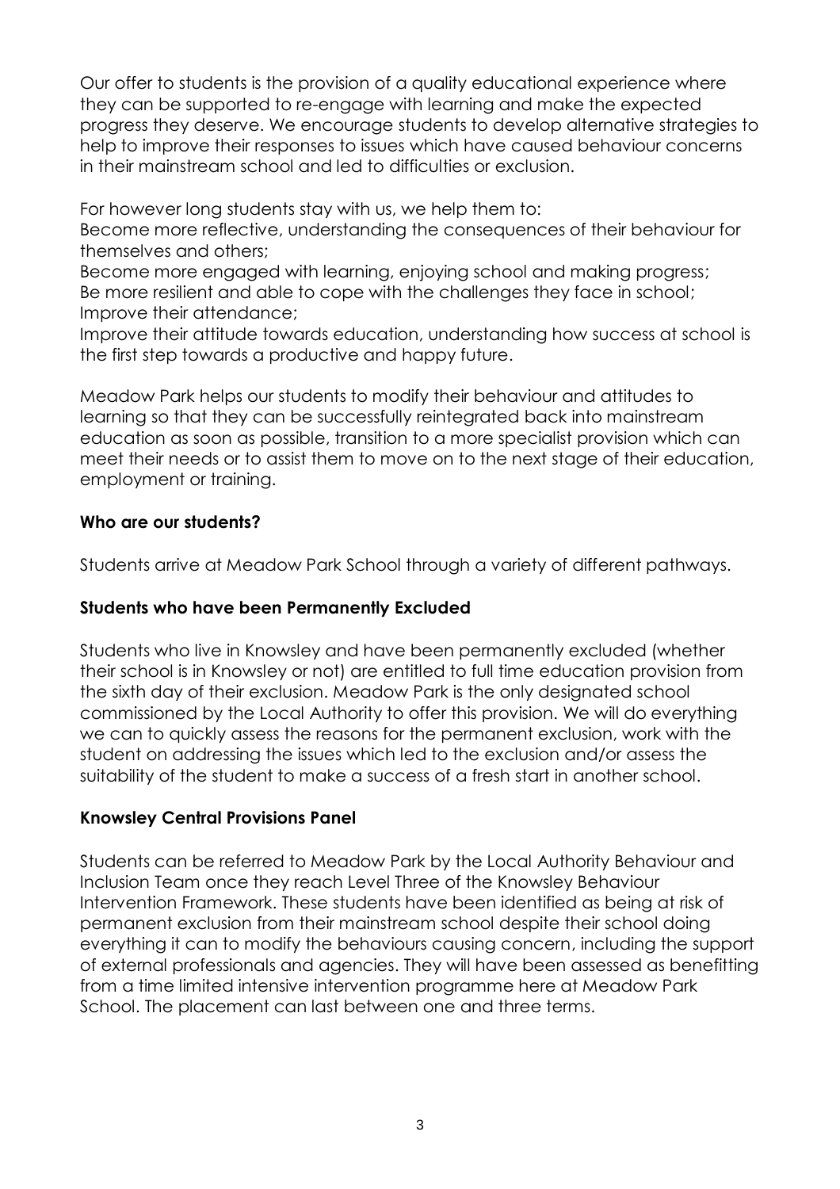Our offer to students is the provision of a quality educational experience where they can be supported to re-engage with learning and make the expected progress they deserve. We encourage students to develop alternative strategies to help to improve their responses to issues which have caused behaviour concerns in their mainstream school and led to difficulties or exclusion.

For however long students stay with us, we help them to:
Become more reflective, understanding the consequences of their behaviour for themselves and others;
Become more engaged with learning, enjoying school and making progress;
Be more resilient and able to cope with the challenges they face in school;
Improve their attendance;
Improve their attitude towards education, understanding how success at school is the first step towards a productive and happy future.

Meadow Park helps our students to modify their behaviour and attitudes to learning so that they can be successfully reintegrated back into mainstream education as soon as possible, transition to a more specialist provision which can meet their needs or to assist them to move on to the next stage of their education, employment or training.

**Who are our students?**

Students arrive at Meadow Park School through a variety of different pathways.

**Students who have been Permanently Excluded**

Students who live in Knowsley and have been permanently excluded (whether their school is in Knowsley or not) are entitled to full time education provision from the sixth day of their exclusion. Meadow Park is the only designated school commissioned by the Local Authority to offer this provision. We will do everything we can to quickly assess the reasons for the permanent exclusion, work with the student on addressing the issues which led to the exclusion and/or assess the suitability of the student to make a success of a fresh start in another school.

**Knowsley Central Provisions Panel**

Students can be referred to Meadow Park by the Local Authority Behaviour and Inclusion Team once they reach Level Three of the Knowsley Behaviour Intervention Framework. These students have been identified as being at risk of permanent exclusion from their mainstream school despite their school doing everything it can to modify the behaviours causing concern, including the support of external professionals and agencies. They will have been assessed as benefitting from a time limited intensive intervention programme here at Meadow Park School. The placement can last between one and three terms.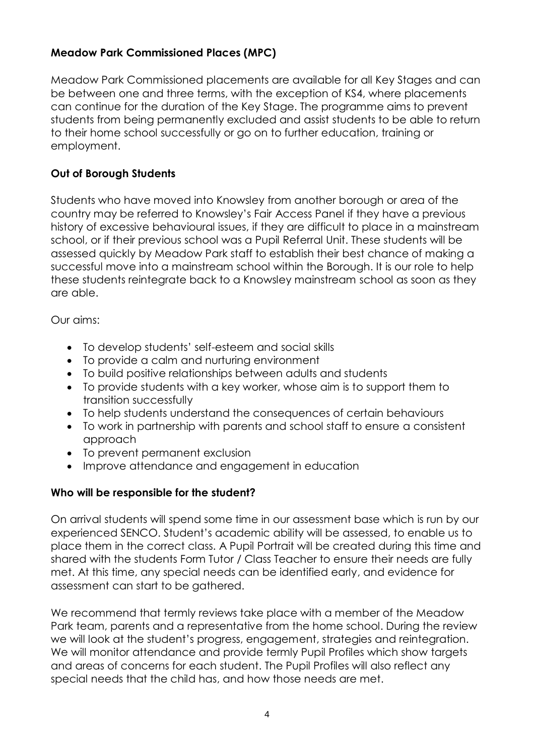## Meadow Park Commissioned Places (MPC)

Meadow Park Commissioned placements are available for all Key Stages and can be between one and three terms, with the exception of KS4, where placements can continue for the duration of the Key Stage. The programme aims to prevent students from being permanently excluded and assist students to be able to return to their home school successfully or go on to further education, training or employment.

## Out of Borough Students

Students who have moved into Knowsley from another borough or area of the country may be referred to Knowsley's Fair Access Panel if they have a previous history of excessive behavioural issues, if they are difficult to place in a mainstream school, or if their previous school was a Pupil Referral Unit. These students will be assessed quickly by Meadow Park staff to establish their best chance of making a successful move into a mainstream school within the Borough. It is our role to help these students reintegrate back to a Knowsley mainstream school as soon as they are able.

Our aims:

- To develop students' self-esteem and social skills
- To provide a calm and nurturing environment
- To build positive relationships between adults and students
- To provide students with a key worker, whose aim is to support them to transition successfully
- To help students understand the consequences of certain behaviours
- To work in partnership with parents and school staff to ensure a consistent approach
- To prevent permanent exclusion
- Improve attendance and engagement in education

## Who will be responsible for the student?

On arrival students will spend some time in our assessment base which is run by our experienced SENCO. Student's academic ability will be assessed, to enable us to place them in the correct class. A Pupil Portrait will be created during this time and shared with the students Form Tutor / Class Teacher to ensure their needs are fully met. At this time, any special needs can be identified early, and evidence for assessment can start to be gathered.

We recommend that termly reviews take place with a member of the Meadow Park team, parents and a representative from the home school. During the review we will look at the student's progress, engagement, strategies and reintegration. We will monitor attendance and provide termly Pupil Profiles which show targets and areas of concerns for each student. The Pupil Profiles will also reflect any special needs that the child has, and how those needs are met.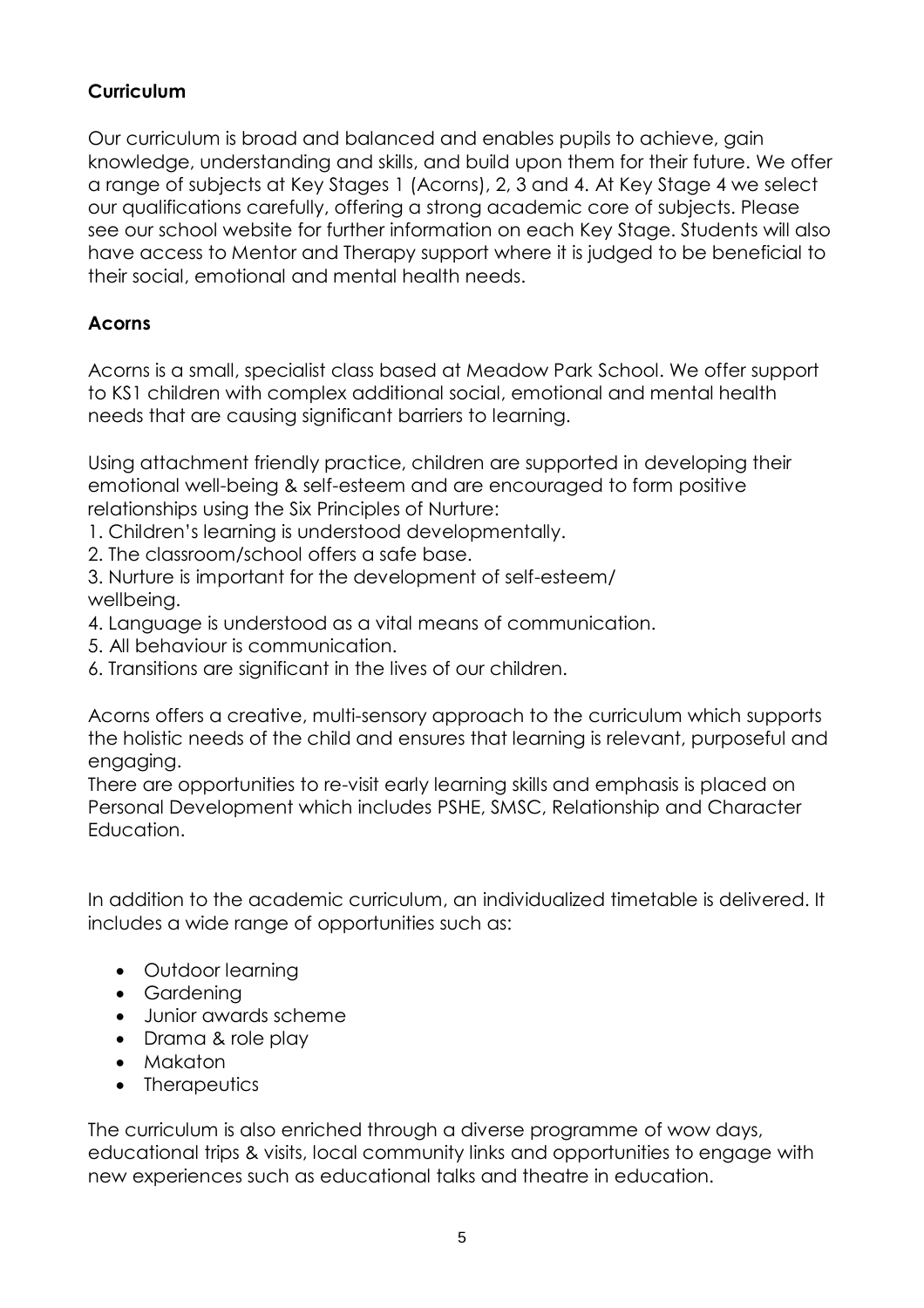## Curriculum

Our curriculum is broad and balanced and enables pupils to achieve, gain knowledge, understanding and skills, and build upon them for their future. We offer a range of subjects at Key Stages 1 (Acorns), 2, 3 and 4. At Key Stage 4 we select our qualifications carefully, offering a strong academic core of subjects. Please see our school website for further information on each Key Stage. Students will also have access to Mentor and Therapy support where it is judged to be beneficial to their social, emotional and mental health needs.

## Acorns

Acorns is a small, specialist class based at Meadow Park School. We offer support to KS1 children with complex additional social, emotional and mental health needs that are causing significant barriers to learning.

Using attachment friendly practice, children are supported in developing their emotional well-being & self-esteem and are encouraged to form positive relationships using the Six Principles of Nurture:

1. Children's learning is understood developmentally.
2. The classroom/school offers a safe base.
3. Nurture is important for the development of self-esteem/ wellbeing.
4. Language is understood as a vital means of communication.
5. All behaviour is communication.
6. Transitions are significant in the lives of our children.

Acorns offers a creative, multi-sensory approach to the curriculum which supports the holistic needs of the child and ensures that learning is relevant, purposeful and engaging.

There are opportunities to re-visit early learning skills and emphasis is placed on Personal Development which includes PSHE, SMSC, Relationship and Character Education.

In addition to the academic curriculum, an individualized timetable is delivered. It includes a wide range of opportunities such as:

- Outdoor learning
- Gardening
- Junior awards scheme
- Drama & role play
- Makaton
- Therapeutics

The curriculum is also enriched through a diverse programme of wow days, educational trips & visits, local community links and opportunities to engage with new experiences such as educational talks and theatre in education.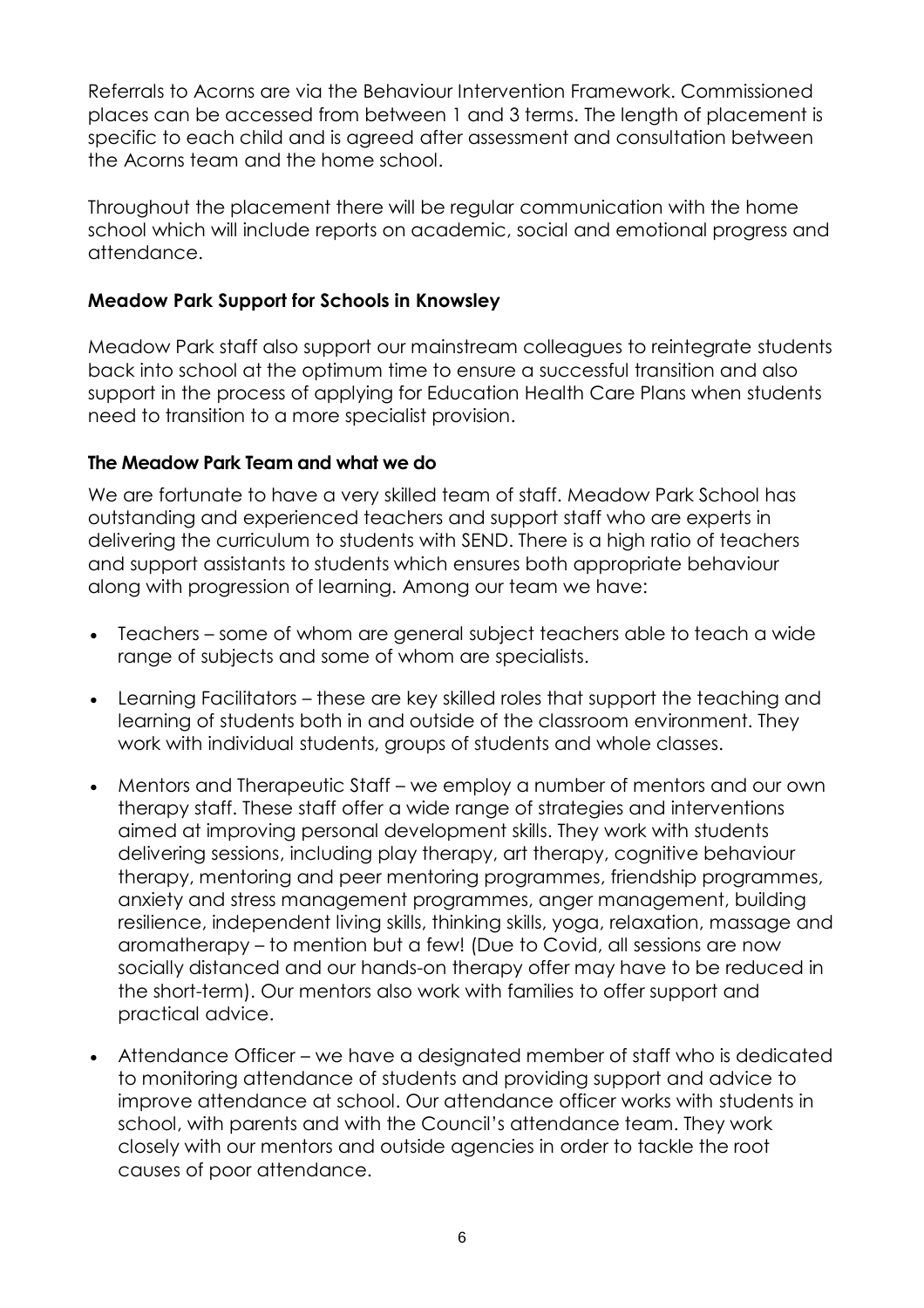Referrals to Acorns are via the Behaviour Intervention Framework. Commissioned places can be accessed from between 1 and 3 terms. The length of placement is specific to each child and is agreed after assessment and consultation between the Acorns team and the home school.

Throughout the placement there will be regular communication with the home school which will include reports on academic, social and emotional progress and attendance.

**Meadow Park Support for Schools in Knowsley**

Meadow Park staff also support our mainstream colleagues to reintegrate students back into school at the optimum time to ensure a successful transition and also support in the process of applying for Education Health Care Plans when students need to transition to a more specialist provision.

**The Meadow Park Team and what we do**

We are fortunate to have a very skilled team of staff. Meadow Park School has outstanding and experienced teachers and support staff who are experts in delivering the curriculum to students with SEND. There is a high ratio of teachers and support assistants to students which ensures both appropriate behaviour along with progression of learning. Among our team we have:

- Teachers – some of whom are general subject teachers able to teach a wide range of subjects and some of whom are specialists.
- Learning Facilitators – these are key skilled roles that support the teaching and learning of students both in and outside of the classroom environment. They work with individual students, groups of students and whole classes.
- Mentors and Therapeutic Staff – we employ a number of mentors and our own therapy staff. These staff offer a wide range of strategies and interventions aimed at improving personal development skills. They work with students delivering sessions, including play therapy, art therapy, cognitive behaviour therapy, mentoring and peer mentoring programmes, friendship programmes, anxiety and stress management programmes, anger management, building resilience, independent living skills, thinking skills, yoga, relaxation, massage and aromatherapy – to mention but a few! (Due to Covid, all sessions are now socially distanced and our hands-on therapy offer may have to be reduced in the short-term). Our mentors also work with families to offer support and practical advice.
- Attendance Officer – we have a designated member of staff who is dedicated to monitoring attendance of students and providing support and advice to improve attendance at school. Our attendance officer works with students in school, with parents and with the Council's attendance team. They work closely with our mentors and outside agencies in order to tackle the root causes of poor attendance.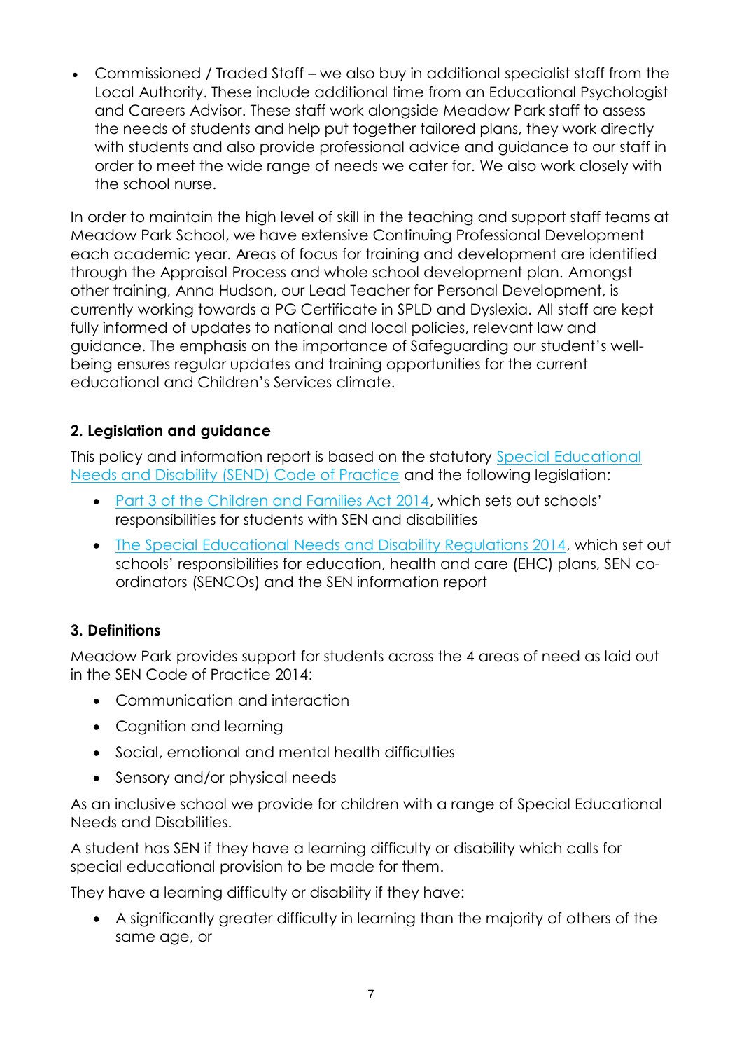- Commissioned / Traded Staff – we also buy in additional specialist staff from the Local Authority. These include additional time from an Educational Psychologist and Careers Advisor. These staff work alongside Meadow Park staff to assess the needs of students and help put together tailored plans, they work directly with students and also provide professional advice and guidance to our staff in order to meet the wide range of needs we cater for. We also work closely with the school nurse.

In order to maintain the high level of skill in the teaching and support staff teams at Meadow Park School, we have extensive Continuing Professional Development each academic year. Areas of focus for training and development are identified through the Appraisal Process and whole school development plan. Amongst other training, Anna Hudson, our Lead Teacher for Personal Development, is currently working towards a PG Certificate in SPLD and Dyslexia. All staff are kept fully informed of updates to national and local policies, relevant law and guidance. The emphasis on the importance of Safeguarding our student's well-being ensures regular updates and training opportunities for the current educational and Children's Services climate.

### 2. Legislation and guidance

This policy and information report is based on the statutory Special Educational Needs and Disability (SEND) Code of Practice and the following legislation:

- Part 3 of the Children and Families Act 2014, which sets out schools' responsibilities for students with SEN and disabilities
- The Special Educational Needs and Disability Regulations 2014, which set out schools' responsibilities for education, health and care (EHC) plans, SEN co-ordinators (SENCOs) and the SEN information report

### 3. Definitions

Meadow Park provides support for students across the 4 areas of need as laid out in the SEN Code of Practice 2014:

- Communication and interaction
- Cognition and learning
- Social, emotional and mental health difficulties
- Sensory and/or physical needs

As an inclusive school we provide for children with a range of Special Educational Needs and Disabilities.

A student has SEN if they have a learning difficulty or disability which calls for special educational provision to be made for them.

They have a learning difficulty or disability if they have:

- A significantly greater difficulty in learning than the majority of others of the same age, or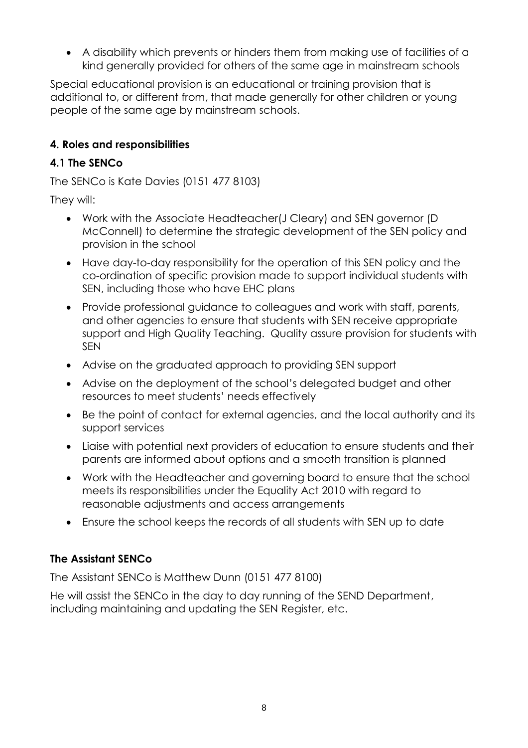- A disability which prevents or hinders them from making use of facilities of a kind generally provided for others of the same age in mainstream schools

Special educational provision is an educational or training provision that is additional to, or different from, that made generally for other children or young people of the same age by mainstream schools.

### 4. Roles and responsibilities

### 4.1 The SENCo

The SENCo is Kate Davies (0151 477 8103)

They will:

- Work with the Associate Headteacher(J Cleary) and SEN governor (D McConnell) to determine the strategic development of the SEN policy and provision in the school
- Have day-to-day responsibility for the operation of this SEN policy and the co-ordination of specific provision made to support individual students with SEN, including those who have EHC plans
- Provide professional guidance to colleagues and work with staff, parents, and other agencies to ensure that students with SEN receive appropriate support and High Quality Teaching. Quality assure provision for students with SEN
- Advise on the graduated approach to providing SEN support
- Advise on the deployment of the school's delegated budget and other resources to meet students' needs effectively
- Be the point of contact for external agencies, and the local authority and its support services
- Liaise with potential next providers of education to ensure students and their parents are informed about options and a smooth transition is planned
- Work with the Headteacher and governing board to ensure that the school meets its responsibilities under the Equality Act 2010 with regard to reasonable adjustments and access arrangements
- Ensure the school keeps the records of all students with SEN up to date

### The Assistant SENCo

The Assistant SENCo is Matthew Dunn (0151 477 8100)

He will assist the SENCo in the day to day running of the SEND Department, including maintaining and updating the SEN Register, etc.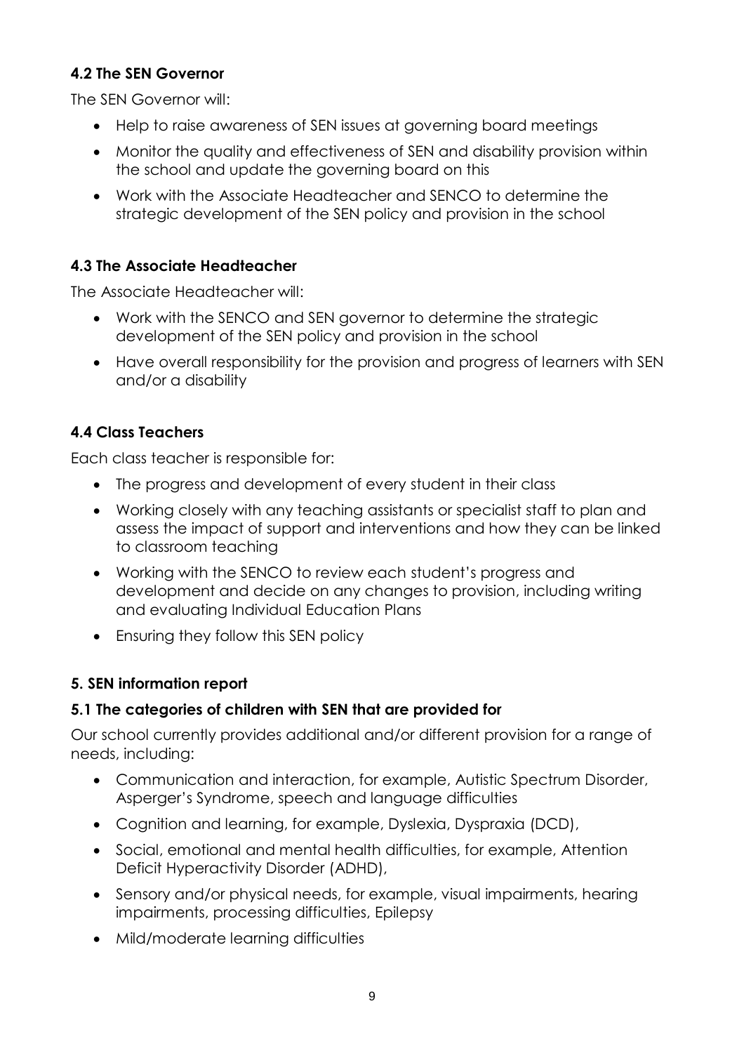### 4.2 The SEN Governor

The SEN Governor will:

- Help to raise awareness of SEN issues at governing board meetings
- Monitor the quality and effectiveness of SEN and disability provision within the school and update the governing board on this
- Work with the Associate Headteacher and SENCO to determine the strategic development of the SEN policy and provision in the school

### 4.3 The Associate Headteacher

The Associate Headteacher will:

- Work with the SENCO and SEN governor to determine the strategic development of the SEN policy and provision in the school
- Have overall responsibility for the provision and progress of learners with SEN and/or a disability

### 4.4 Class Teachers

Each class teacher is responsible for:

- The progress and development of every student in their class
- Working closely with any teaching assistants or specialist staff to plan and assess the impact of support and interventions and how they can be linked to classroom teaching
- Working with the SENCO to review each student's progress and development and decide on any changes to provision, including writing and evaluating Individual Education Plans
- Ensuring they follow this SEN policy

## 5. SEN information report

### 5.1 The categories of children with SEN that are provided for

Our school currently provides additional and/or different provision for a range of needs, including:

- Communication and interaction, for example, Autistic Spectrum Disorder, Asperger's Syndrome, speech and language difficulties
- Cognition and learning, for example, Dyslexia, Dyspraxia (DCD),
- Social, emotional and mental health difficulties, for example, Attention Deficit Hyperactivity Disorder (ADHD),
- Sensory and/or physical needs, for example, visual impairments, hearing impairments, processing difficulties, Epilepsy
- Mild/moderate learning difficulties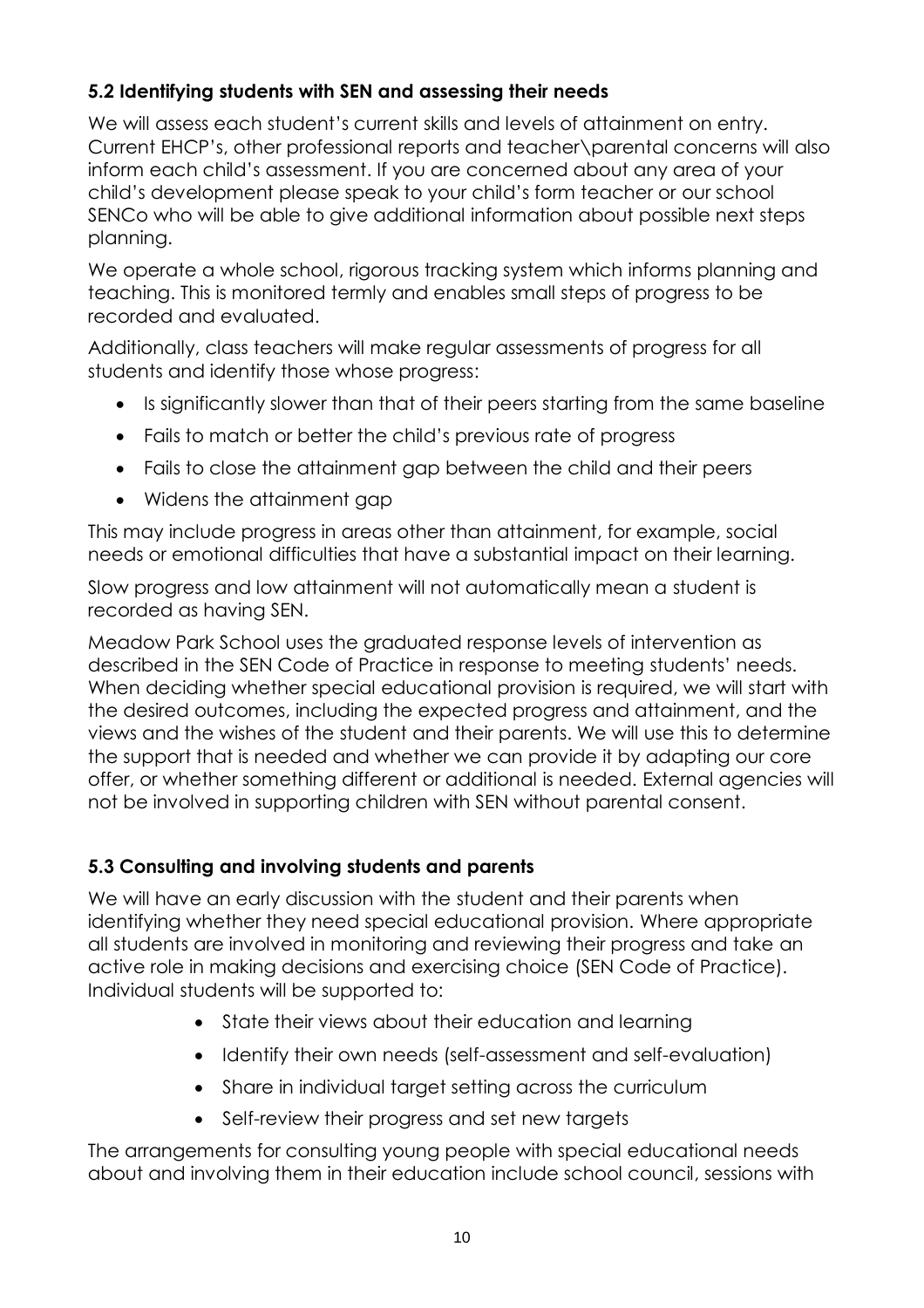### 5.2 Identifying students with SEN and assessing their needs

We will assess each student's current skills and levels of attainment on entry. Current EHCP's, other professional reports and teacher\parental concerns will also inform each child's assessment. If you are concerned about any area of your child's development please speak to your child's form teacher or our school SENCo who will be able to give additional information about possible next steps planning.

We operate a whole school, rigorous tracking system which informs planning and teaching. This is monitored termly and enables small steps of progress to be recorded and evaluated.

Additionally, class teachers will make regular assessments of progress for all students and identify those whose progress:

- Is significantly slower than that of their peers starting from the same baseline
- Fails to match or better the child's previous rate of progress
- Fails to close the attainment gap between the child and their peers
- Widens the attainment gap

This may include progress in areas other than attainment, for example, social needs or emotional difficulties that have a substantial impact on their learning.

Slow progress and low attainment will not automatically mean a student is recorded as having SEN.

Meadow Park School uses the graduated response levels of intervention as described in the SEN Code of Practice in response to meeting students' needs. When deciding whether special educational provision is required, we will start with the desired outcomes, including the expected progress and attainment, and the views and the wishes of the student and their parents. We will use this to determine the support that is needed and whether we can provide it by adapting our core offer, or whether something different or additional is needed. External agencies will not be involved in supporting children with SEN without parental consent.

### 5.3 Consulting and involving students and parents

We will have an early discussion with the student and their parents when identifying whether they need special educational provision. Where appropriate all students are involved in monitoring and reviewing their progress and take an active role in making decisions and exercising choice (SEN Code of Practice). Individual students will be supported to:

- State their views about their education and learning
- Identify their own needs (self-assessment and self-evaluation)
- Share in individual target setting across the curriculum
- Self-review their progress and set new targets

The arrangements for consulting young people with special educational needs about and involving them in their education include school council, sessions with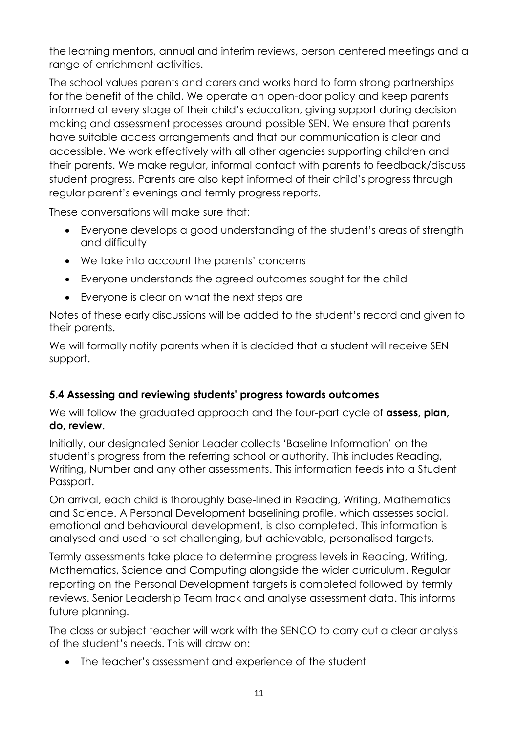the learning mentors, annual and interim reviews, person centered meetings and a range of enrichment activities.

The school values parents and carers and works hard to form strong partnerships for the benefit of the child. We operate an open-door policy and keep parents informed at every stage of their child's education, giving support during decision making and assessment processes around possible SEN. We ensure that parents have suitable access arrangements and that our communication is clear and accessible. We work effectively with all other agencies supporting children and their parents. We make regular, informal contact with parents to feedback/discuss student progress. Parents are also kept informed of their child's progress through regular parent's evenings and termly progress reports.

These conversations will make sure that:

- Everyone develops a good understanding of the student's areas of strength and difficulty
- We take into account the parents' concerns
- Everyone understands the agreed outcomes sought for the child
- Everyone is clear on what the next steps are

Notes of these early discussions will be added to the student's record and given to their parents.

We will formally notify parents when it is decided that a student will receive SEN support.

### 5.4 Assessing and reviewing students' progress towards outcomes

We will follow the graduated approach and the four-part cycle of **assess, plan, do, review**.

Initially, our designated Senior Leader collects 'Baseline Information' on the student's progress from the referring school or authority. This includes Reading, Writing, Number and any other assessments. This information feeds into a Student Passport.

On arrival, each child is thoroughly base-lined in Reading, Writing, Mathematics and Science. A Personal Development baselining profile, which assesses social, emotional and behavioural development, is also completed. This information is analysed and used to set challenging, but achievable, personalised targets.

Termly assessments take place to determine progress levels in Reading, Writing, Mathematics, Science and Computing alongside the wider curriculum. Regular reporting on the Personal Development targets is completed followed by termly reviews. Senior Leadership Team track and analyse assessment data. This informs future planning.

The class or subject teacher will work with the SENCO to carry out a clear analysis of the student's needs. This will draw on:

- The teacher's assessment and experience of the student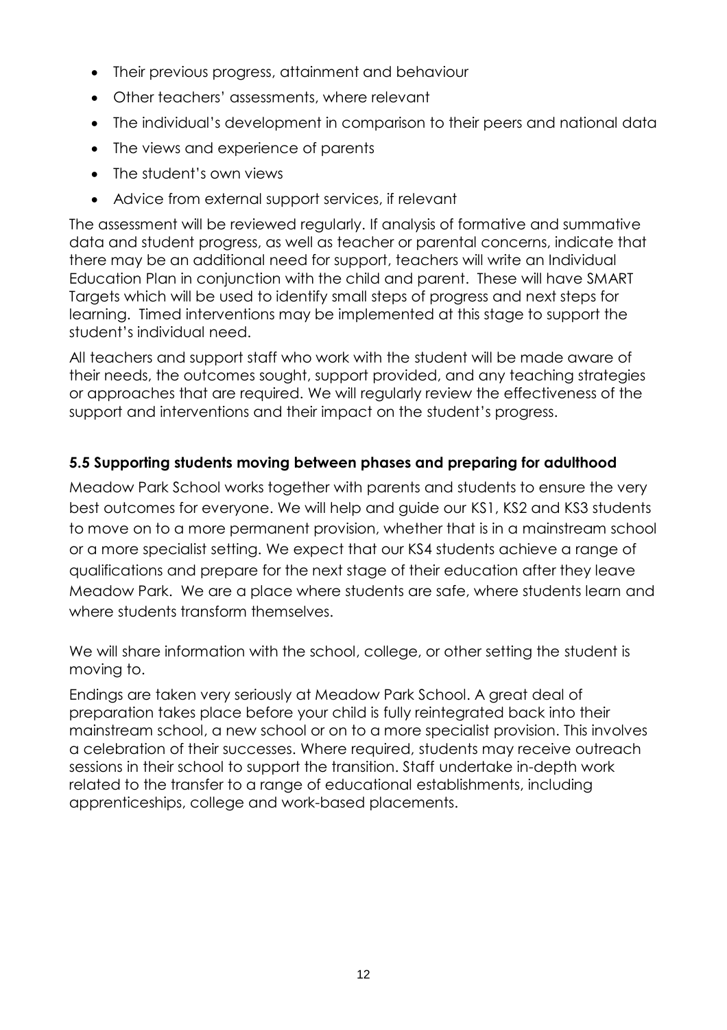- Their previous progress, attainment and behaviour
- Other teachers' assessments, where relevant
- The individual's development in comparison to their peers and national data
- The views and experience of parents
- The student's own views
- Advice from external support services, if relevant

The assessment will be reviewed regularly. If analysis of formative and summative data and student progress, as well as teacher or parental concerns, indicate that there may be an additional need for support, teachers will write an Individual Education Plan in conjunction with the child and parent. These will have SMART Targets which will be used to identify small steps of progress and next steps for learning. Timed interventions may be implemented at this stage to support the student's individual need.

All teachers and support staff who work with the student will be made aware of their needs, the outcomes sought, support provided, and any teaching strategies or approaches that are required. We will regularly review the effectiveness of the support and interventions and their impact on the student's progress.

### 5.5 Supporting students moving between phases and preparing for adulthood

Meadow Park School works together with parents and students to ensure the very best outcomes for everyone. We will help and guide our KS1, KS2 and KS3 students to move on to a more permanent provision, whether that is in a mainstream school or a more specialist setting. We expect that our KS4 students achieve a range of qualifications and prepare for the next stage of their education after they leave Meadow Park. We are a place where students are safe, where students learn and where students transform themselves.

We will share information with the school, college, or other setting the student is moving to.

Endings are taken very seriously at Meadow Park School. A great deal of preparation takes place before your child is fully reintegrated back into their mainstream school, a new school or on to a more specialist provision. This involves a celebration of their successes. Where required, students may receive outreach sessions in their school to support the transition. Staff undertake in-depth work related to the transfer to a range of educational establishments, including apprenticeships, college and work-based placements.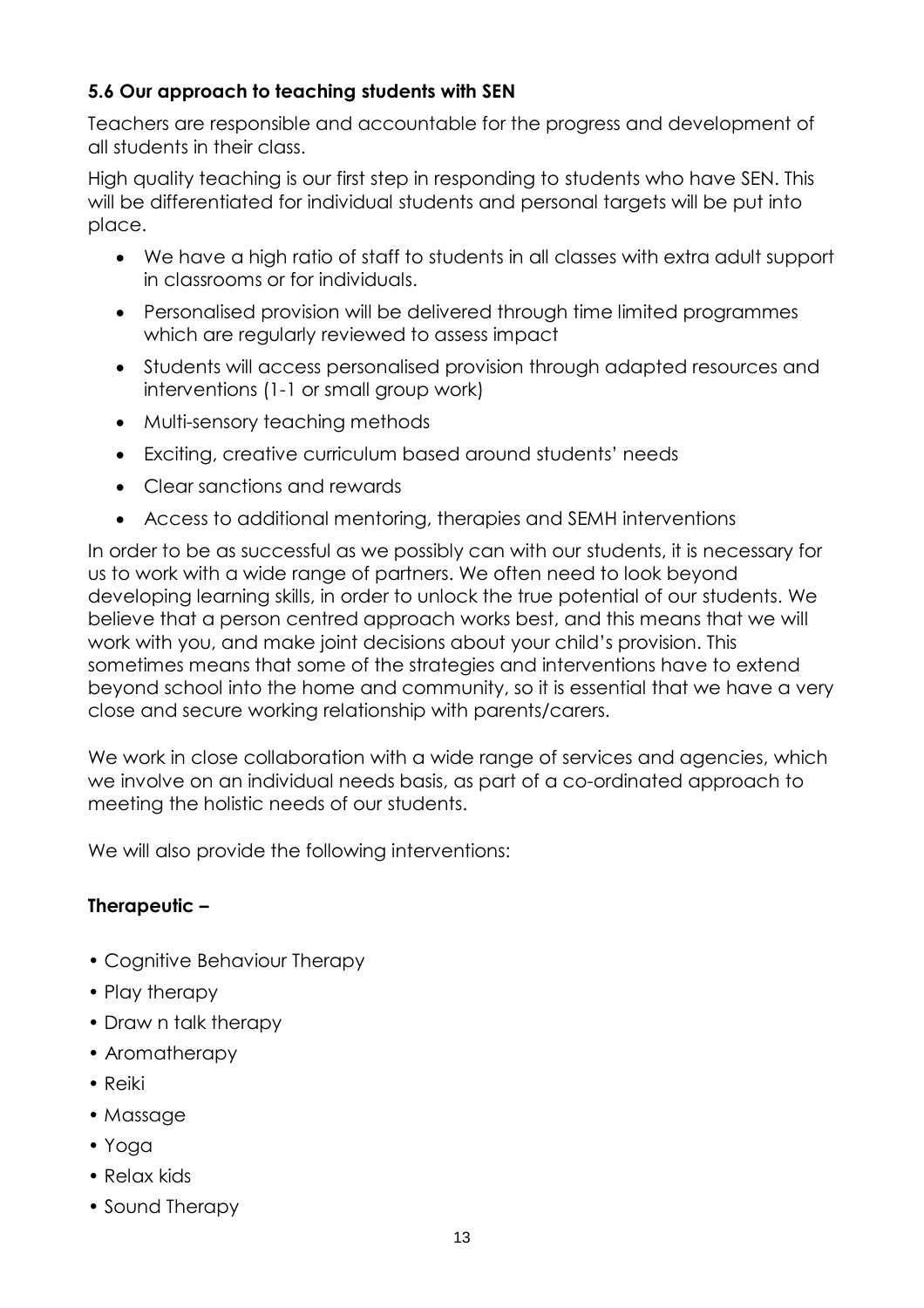### 5.6 Our approach to teaching students with SEN

Teachers are responsible and accountable for the progress and development of all students in their class.

High quality teaching is our first step in responding to students who have SEN. This will be differentiated for individual students and personal targets will be put into place.

- We have a high ratio of staff to students in all classes with extra adult support in classrooms or for individuals.
- Personalised provision will be delivered through time limited programmes which are regularly reviewed to assess impact
- Students will access personalised provision through adapted resources and interventions (1-1 or small group work)
- Multi-sensory teaching methods
- Exciting, creative curriculum based around students' needs
- Clear sanctions and rewards
- Access to additional mentoring, therapies and SEMH interventions

In order to be as successful as we possibly can with our students, it is necessary for us to work with a wide range of partners. We often need to look beyond developing learning skills, in order to unlock the true potential of our students. We believe that a person centred approach works best, and this means that we will work with you, and make joint decisions about your child's provision. This sometimes means that some of the strategies and interventions have to extend beyond school into the home and community, so it is essential that we have a very close and secure working relationship with parents/carers.

We work in close collaboration with a wide range of services and agencies, which we involve on an individual needs basis, as part of a co-ordinated approach to meeting the holistic needs of our students.

We will also provide the following interventions:

**Therapeutic –**

- Cognitive Behaviour Therapy
- Play therapy
- Draw n talk therapy
- Aromatherapy
- Reiki
- Massage
- Yoga
- Relax kids
- Sound Therapy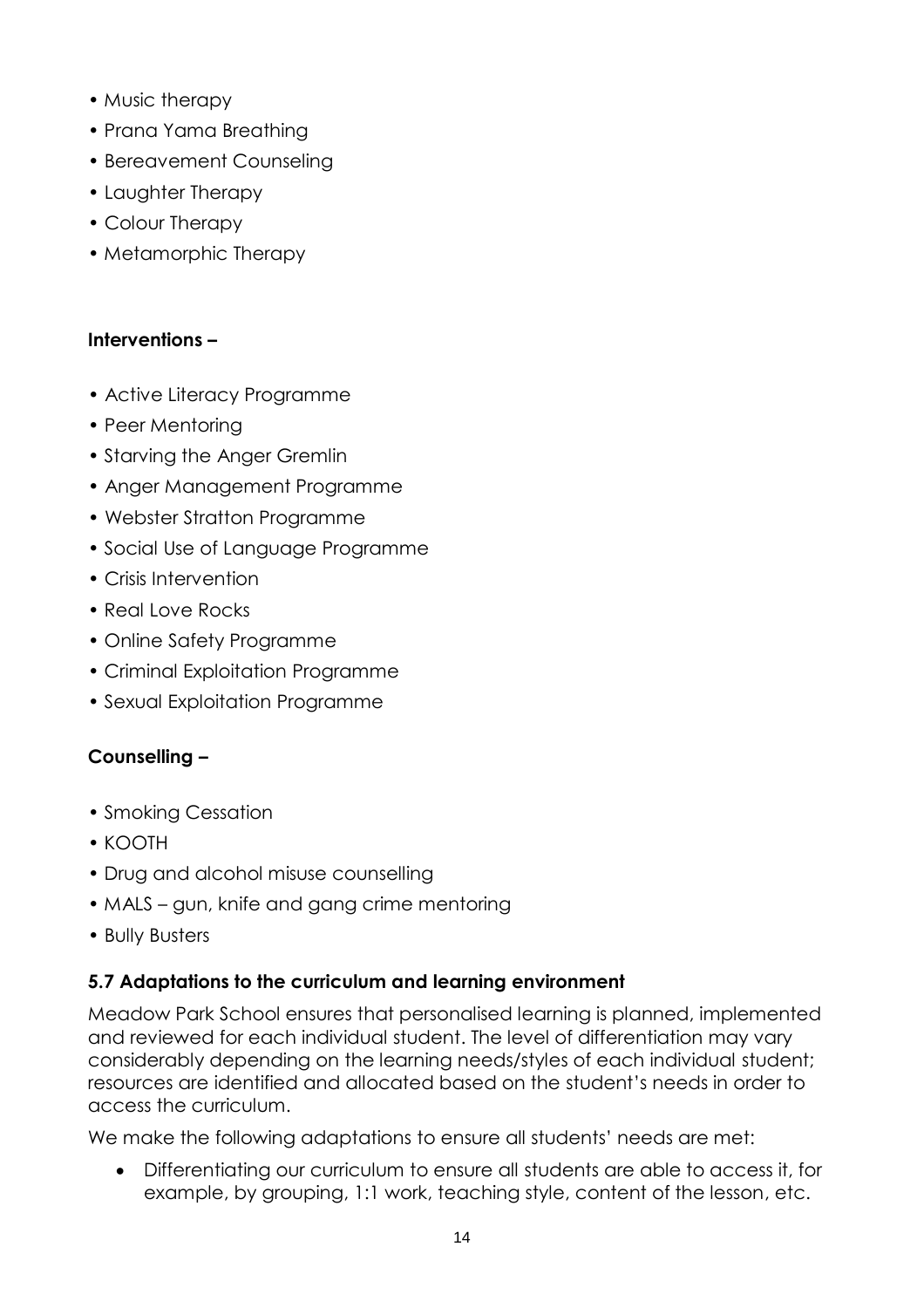- Music therapy
- Prana Yama Breathing
- Bereavement Counseling
- Laughter Therapy
- Colour Therapy
- Metamorphic Therapy

**Interventions –**

- Active Literacy Programme
- Peer Mentoring
- Starving the Anger Gremlin
- Anger Management Programme
- Webster Stratton Programme
- Social Use of Language Programme
- Crisis Intervention
- Real Love Rocks
- Online Safety Programme
- Criminal Exploitation Programme
- Sexual Exploitation Programme

**Counselling –**

- Smoking Cessation
- KOOTH
- Drug and alcohol misuse counselling
- MALS – gun, knife and gang crime mentoring
- Bully Busters

### 5.7 Adaptations to the curriculum and learning environment

Meadow Park School ensures that personalised learning is planned, implemented and reviewed for each individual student. The level of differentiation may vary considerably depending on the learning needs/styles of each individual student; resources are identified and allocated based on the student's needs in order to access the curriculum.

We make the following adaptations to ensure all students' needs are met:

- Differentiating our curriculum to ensure all students are able to access it, for example, by grouping, 1:1 work, teaching style, content of the lesson, etc.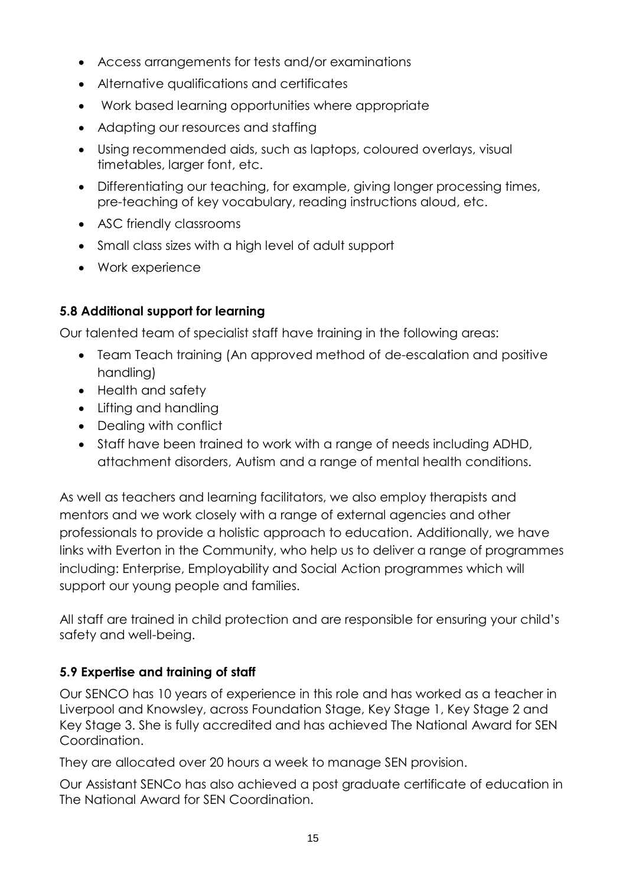- Access arrangements for tests and/or examinations
- Alternative qualifications and certificates
- Work based learning opportunities where appropriate
- Adapting our resources and staffing
- Using recommended aids, such as laptops, coloured overlays, visual timetables, larger font, etc.
- Differentiating our teaching, for example, giving longer processing times, pre-teaching of key vocabulary, reading instructions aloud, etc.
- ASC friendly classrooms
- Small class sizes with a high level of adult support
- Work experience

### 5.8 Additional support for learning

Our talented team of specialist staff have training in the following areas:

- Team Teach training (An approved method of de-escalation and positive handling)
- Health and safety
- Lifting and handling
- Dealing with conflict
- Staff have been trained to work with a range of needs including ADHD, attachment disorders, Autism and a range of mental health conditions.

As well as teachers and learning facilitators, we also employ therapists and mentors and we work closely with a range of external agencies and other professionals to provide a holistic approach to education. Additionally, we have links with Everton in the Community, who help us to deliver a range of programmes including: Enterprise, Employability and Social Action programmes which will support our young people and families.

All staff are trained in child protection and are responsible for ensuring your child's safety and well-being.

### 5.9 Expertise and training of staff

Our SENCO has 10 years of experience in this role and has worked as a teacher in Liverpool and Knowsley, across Foundation Stage, Key Stage 1, Key Stage 2 and Key Stage 3. She is fully accredited and has achieved The National Award for SEN Coordination.

They are allocated over 20 hours a week to manage SEN provision.

Our Assistant SENCo has also achieved a post graduate certificate of education in The National Award for SEN Coordination.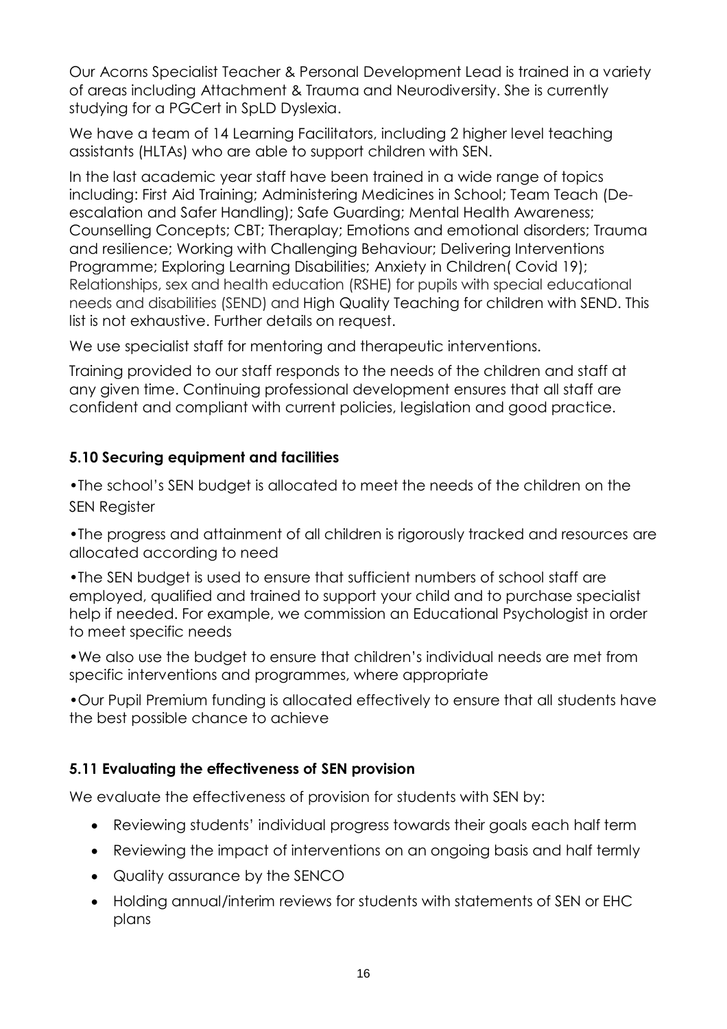Our Acorns Specialist Teacher & Personal Development Lead is trained in a variety of areas including Attachment & Trauma and Neurodiversity. She is currently studying for a PGCert in SpLD Dyslexia.

We have a team of 14 Learning Facilitators, including 2 higher level teaching assistants (HLTAs) who are able to support children with SEN.

In the last academic year staff have been trained in a wide range of topics including: First Aid Training; Administering Medicines in School; Team Teach (De-escalation and Safer Handling); Safe Guarding; Mental Health Awareness; Counselling Concepts; CBT; Theraplay; Emotions and emotional disorders; Trauma and resilience; Working with Challenging Behaviour; Delivering Interventions Programme; Exploring Learning Disabilities; Anxiety in Children( Covid 19); Relationships, sex and health education (RSHE) for pupils with special educational needs and disabilities (SEND) and High Quality Teaching for children with SEND. This list is not exhaustive. Further details on request.

We use specialist staff for mentoring and therapeutic interventions.

Training provided to our staff responds to the needs of the children and staff at any given time. Continuing professional development ensures that all staff are confident and compliant with current policies, legislation and good practice.

### 5.10 Securing equipment and facilities

•The school's SEN budget is allocated to meet the needs of the children on the SEN Register

•The progress and attainment of all children is rigorously tracked and resources are allocated according to need

•The SEN budget is used to ensure that sufficient numbers of school staff are employed, qualified and trained to support your child and to purchase specialist help if needed. For example, we commission an Educational Psychologist in order to meet specific needs

•We also use the budget to ensure that children's individual needs are met from specific interventions and programmes, where appropriate

•Our Pupil Premium funding is allocated effectively to ensure that all students have the best possible chance to achieve

### 5.11 Evaluating the effectiveness of SEN provision

We evaluate the effectiveness of provision for students with SEN by:

- Reviewing students' individual progress towards their goals each half term
- Reviewing the impact of interventions on an ongoing basis and half termly
- Quality assurance by the SENCO
- Holding annual/interim reviews for students with statements of SEN or EHC plans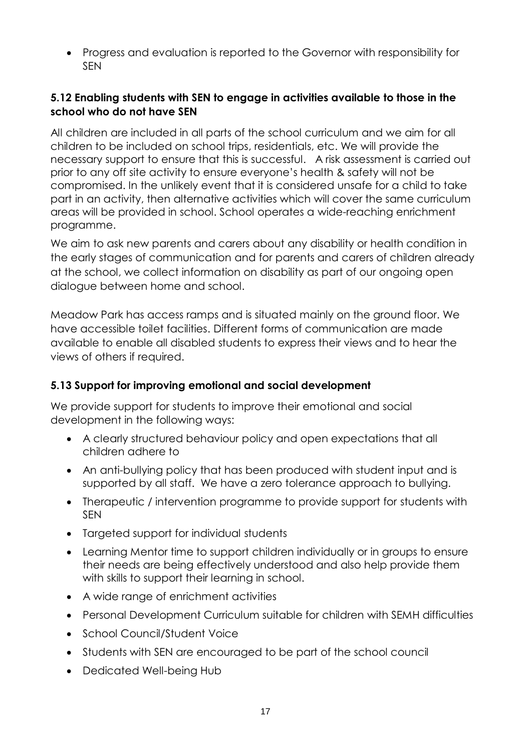- Progress and evaluation is reported to the Governor with responsibility for SEN

### 5.12 Enabling students with SEN to engage in activities available to those in the school who do not have SEN

All children are included in all parts of the school curriculum and we aim for all children to be included on school trips, residentials, etc. We will provide the necessary support to ensure that this is successful. A risk assessment is carried out prior to any off site activity to ensure everyone's health & safety will not be compromised. In the unlikely event that it is considered unsafe for a child to take part in an activity, then alternative activities which will cover the same curriculum areas will be provided in school. School operates a wide-reaching enrichment programme.

We aim to ask new parents and carers about any disability or health condition in the early stages of communication and for parents and carers of children already at the school, we collect information on disability as part of our ongoing open dialogue between home and school.

Meadow Park has access ramps and is situated mainly on the ground floor. We have accessible toilet facilities. Different forms of communication are made available to enable all disabled students to express their views and to hear the views of others if required.

### 5.13 Support for improving emotional and social development

We provide support for students to improve their emotional and social development in the following ways:

- A clearly structured behaviour policy and open expectations that all children adhere to
- An anti-bullying policy that has been produced with student input and is supported by all staff. We have a zero tolerance approach to bullying.
- Therapeutic / intervention programme to provide support for students with SEN
- Targeted support for individual students
- Learning Mentor time to support children individually or in groups to ensure their needs are being effectively understood and also help provide them with skills to support their learning in school.
- A wide range of enrichment activities
- Personal Development Curriculum suitable for children with SEMH difficulties
- School Council/Student Voice
- Students with SEN are encouraged to be part of the school council
- Dedicated Well-being Hub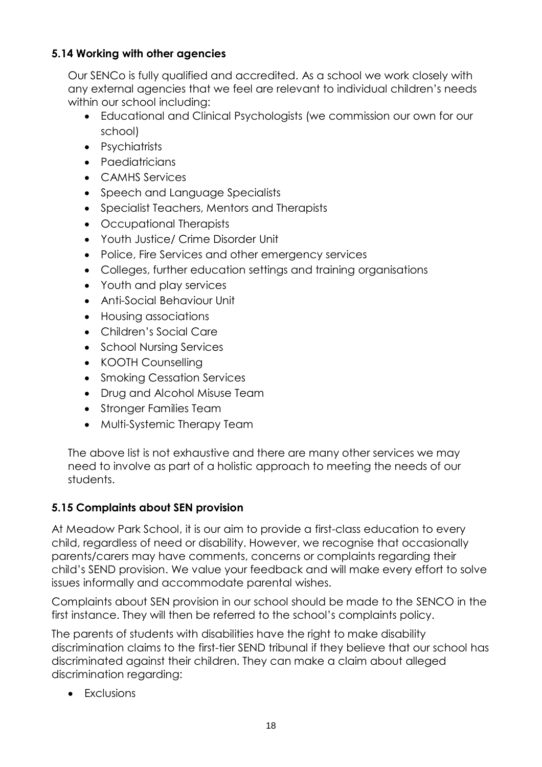### 5.14 Working with other agencies

Our SENCo is fully qualified and accredited. As a school we work closely with any external agencies that we feel are relevant to individual children's needs within our school including:

- Educational and Clinical Psychologists (we commission our own for our school)
- Psychiatrists
- Paediatricians
- CAMHS Services
- Speech and Language Specialists
- Specialist Teachers, Mentors and Therapists
- Occupational Therapists
- Youth Justice/ Crime Disorder Unit
- Police, Fire Services and other emergency services
- Colleges, further education settings and training organisations
- Youth and play services
- Anti-Social Behaviour Unit
- Housing associations
- Children's Social Care
- School Nursing Services
- KOOTH Counselling
- Smoking Cessation Services
- Drug and Alcohol Misuse Team
- Stronger Families Team
- Multi-Systemic Therapy Team

The above list is not exhaustive and there are many other services we may need to involve as part of a holistic approach to meeting the needs of our students.

### 5.15 Complaints about SEN provision

At Meadow Park School, it is our aim to provide a first-class education to every child, regardless of need or disability. However, we recognise that occasionally parents/carers may have comments, concerns or complaints regarding their child's SEND provision. We value your feedback and will make every effort to solve issues informally and accommodate parental wishes.

Complaints about SEN provision in our school should be made to the SENCO in the first instance. They will then be referred to the school's complaints policy.

The parents of students with disabilities have the right to make disability discrimination claims to the first-tier SEND tribunal if they believe that our school has discriminated against their children. They can make a claim about alleged discrimination regarding:

- Exclusions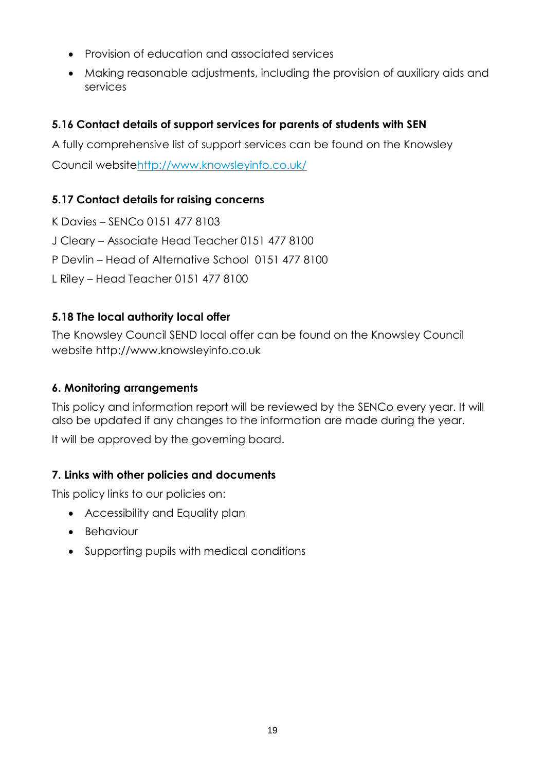- Provision of education and associated services
- Making reasonable adjustments, including the provision of auxiliary aids and services

### 5.16 Contact details of support services for parents of students with SEN

A fully comprehensive list of support services can be found on the Knowsley Council websitehttp://www.knowsleyinfo.co.uk/

### 5.17 Contact details for raising concerns

K Davies – SENCo 0151 477 8103

J Cleary – Associate Head Teacher 0151 477 8100

P Devlin – Head of Alternative School 0151 477 8100

L Riley – Head Teacher 0151 477 8100

### 5.18 The local authority local offer

The Knowsley Council SEND local offer can be found on the Knowsley Council website http://www.knowsleyinfo.co.uk

## 6. Monitoring arrangements

This policy and information report will be reviewed by the SENCo every year. It will also be updated if any changes to the information are made during the year.

It will be approved by the governing board.

## 7. Links with other policies and documents

This policy links to our policies on:

- Accessibility and Equality plan
- Behaviour
- Supporting pupils with medical conditions